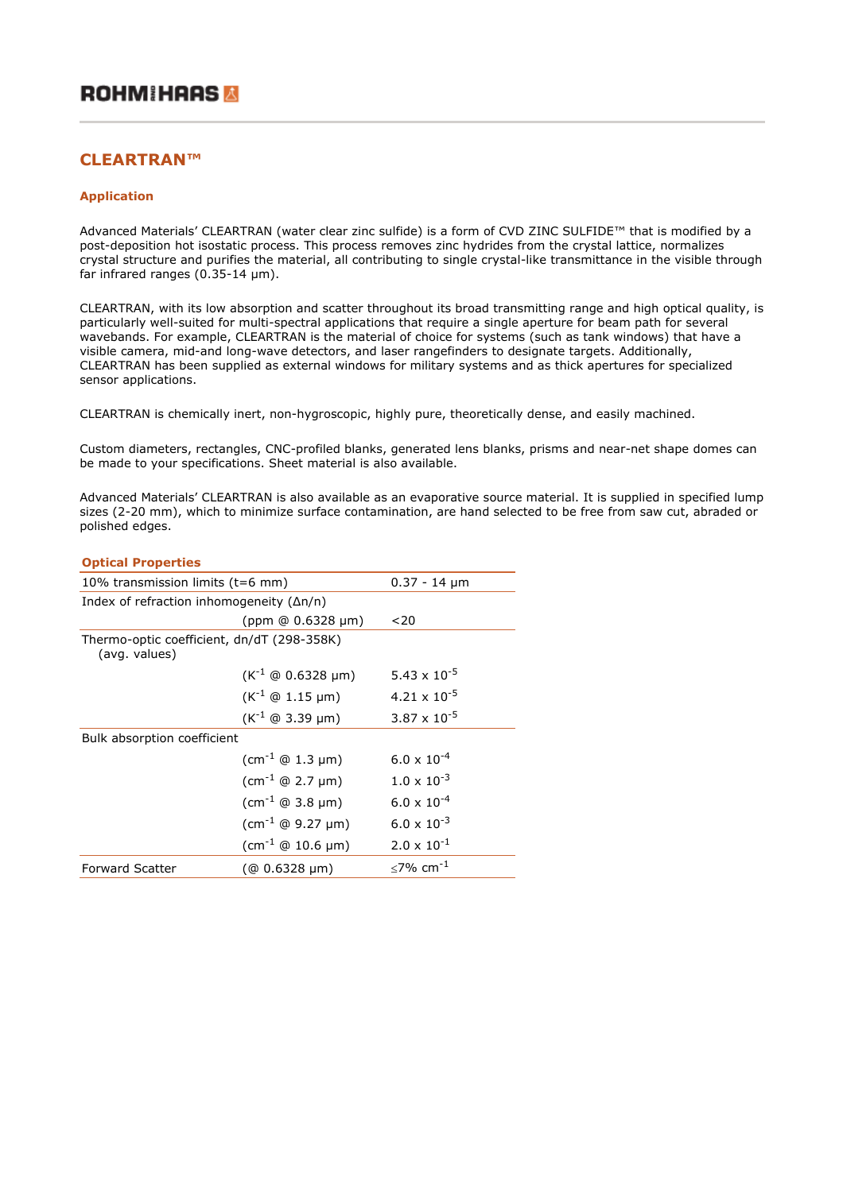ROHM HAAS

# CLEARTRAN™

## Application

Advanced Materials' CLEARTRAN (water clear zinc sulfide) is a form of CVD ZINC SULFIDE™ that is modified by a post-deposition hot isostatic process. This process removes zinc hydrides from the crystal lattice, normalizes crystal structure and purifies the material, all contributing to single crystal-like transmittance in the visible through far infrared ranges (0.35-14 µm).

CLEARTRAN, with its low absorption and scatter throughout its broad transmitting range and high optical quality, is particularly well-suited for multi-spectral applications that require a single aperture for beam path for several wavebands. For example, CLEARTRAN is the material of choice for systems (such as tank windows) that have a visible camera, mid-and long-wave detectors, and laser rangefinders to designate targets. Additionally, CLEARTRAN has been supplied as external windows for military systems and as thick apertures for specialized sensor applications.

CLEARTRAN is chemically inert, non-hygroscopic, highly pure, theoretically dense, and easily machined.

Custom diameters, rectangles, CNC-profiled blanks, generated lens blanks, prisms and near-net shape domes can be made to your specifications. Sheet material is also available.

Advanced Materials' CLEARTRAN is also available as an evaporative source material. It is supplied in specified lump sizes (2-20 mm), which to minimize surface contamination, are hand selected to be free from saw cut, abraded or polished edges.

| Optical Properties | | |
|---|---|---|
| 10% transmission limits (t=6 mm) | | 0.37 - 14 µm |
| Index of refraction inhomogeneity (Δn/n) | (ppm @ 0.6328 µm) | <20 |
| Thermo-optic coefficient, dn/dT (298-358K) (avg. values) | ($K^{-1}$ @ 0.6328 µm) | $5.43 \times 10^{-5}$ |
| | ($K^{-1}$ @ 1.15 µm) | $4.21 \times 10^{-5}$ |
| | ($K^{-1}$ @ 3.39 µm) | $3.87 \times 10^{-5}$ |
| Bulk absorption coefficient | ($cm^{-1}$ @ 1.3 µm) | $6.0 \times 10^{-4}$ |
| | ($cm^{-1}$ @ 2.7 µm) | $1.0 \times 10^{-3}$ |
| | ($cm^{-1}$ @ 3.8 µm) | $6.0 \times 10^{-4}$ |
| | ($cm^{-1}$ @ 9.27 µm) | $6.0 \times 10^{-3}$ |
| | ($cm^{-1}$ @ 10.6 µm) | $2.0 \times 10^{-1}$ |
| Forward Scatter | (@ 0.6328 µm) | ≤7% $cm^{-1}$ |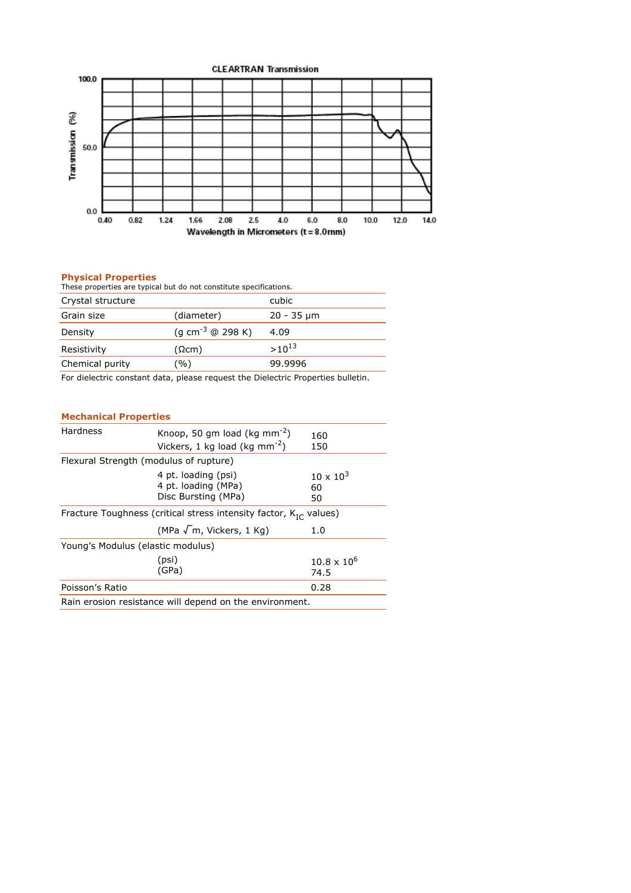CLEARTRAN Transmission

Transmission (%)

Wavelength in Micrometers (t = 8.0mm)

## Physical Properties

These properties are typical but do not constitute specifications.

| Property | | Value |
|---|---|---|
| Crystal structure | | cubic |
| Grain size | (diameter) | 20 - 35 µm |
| Density | (g $cm^{-3}$ @ 298 K) | 4.09 |
| Resistivity | (Ωcm) | $>10^{13}$ |
| Chemical purity | (%) | 99.9996 |

For dielectric constant data, please request the Dielectric Properties bulletin.

## Mechanical Properties

| Property | | Value |
|---|---|---|
| Hardness | Knoop, 50 gm load (kg $mm^{-2}$) | 160 |
| | Vickers, 1 kg load (kg $mm^{-2}$) | 150 |
| Flexural Strength (modulus of rupture) | | |
| | 4 pt. loading (psi) | $10 \times 10^3$ |
| | 4 pt. loading (MPa) | 60 |
| | Disc Bursting (MPa) | 50 |
| Fracture Toughness (critical stress intensity factor, $K_{IC}$ values) | | |
| | (MPa $\sqrt{m}$, Vickers, 1 Kg) | 1.0 |
| Young's Modulus (elastic modulus) | | |
| | (psi) | $10.8 \times 10^6$ |
| | (GPa) | 74.5 |
| Poisson's Ratio | | 0.28 |

Rain erosion resistance will depend on the environment.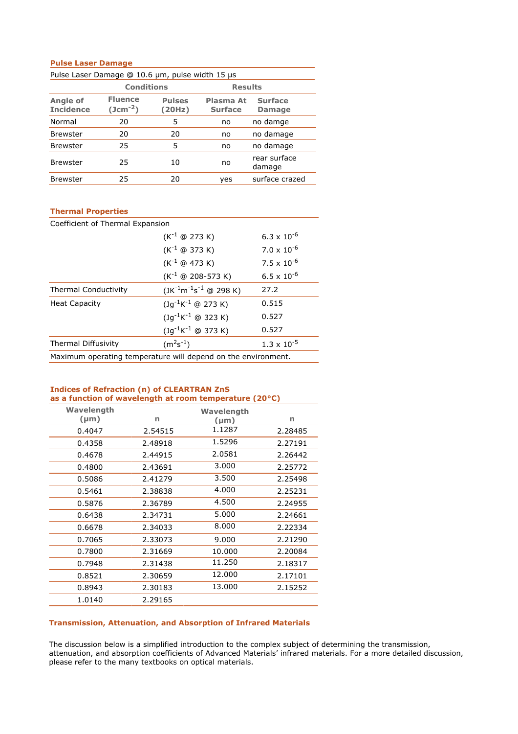## Pulse Laser Damage

Pulse Laser Damage @ 10.6 μm, pulse width 15 μs

| Conditions | | | Results | |
|---|---|---|---|---|
| Angle of Incidence | Fluence ($Jcm^{-2}$) | Pulses (20Hz) | Plasma At Surface | Surface Damage |
| Normal | 20 | 5 | no | no damge |
| Brewster | 20 | 20 | no | no damage |
| Brewster | 25 | 5 | no | no damage |
| Brewster | 25 | 10 | no | rear surface damage |
| Brewster | 25 | 20 | yes | surface crazed |

## Thermal Properties

| | | |
|---|---|---|
| Coefficient of Thermal Expansion | | |
| | ($K^{-1}$ @ 273 K) | $6.3 \times 10^{-6}$ |
| | ($K^{-1}$ @ 373 K) | $7.0 \times 10^{-6}$ |
| | ($K^{-1}$ @ 473 K) | $7.5 \times 10^{-6}$ |
| | ($K^{-1}$ @ 208-573 K) | $6.5 \times 10^{-6}$ |
| Thermal Conductivity | ($JK^{-1}m^{-1}s^{-1}$ @ 298 K) | 27.2 |
| Heat Capacity | ($Jg^{-1}K^{-1}$ @ 273 K) | 0.515 |
| | ($Jg^{-1}K^{-1}$ @ 323 K) | 0.527 |
| | ($Jg^{-1}K^{-1}$ @ 373 K) | 0.527 |
| Thermal Diffusivity | ($m^2s^{-1}$) | $1.3 \times 10^{-5}$ |

Maximum operating temperature will depend on the environment.

## Indices of Refraction (n) of CLEARTRAN ZnS as a function of wavelength at room temperature (20°C)

| Wavelength (μm) | n | Wavelength (μm) | n |
|---|---|---|---|
| 0.4047 | 2.54515 | 1.1287 | 2.28485 |
| 0.4358 | 2.48918 | 1.5296 | 2.27191 |
| 0.4678 | 2.44915 | 2.0581 | 2.26442 |
| 0.4800 | 2.43691 | 3.000 | 2.25772 |
| 0.5086 | 2.41279 | 3.500 | 2.25498 |
| 0.5461 | 2.38838 | 4.000 | 2.25231 |
| 0.5876 | 2.36789 | 4.500 | 2.24955 |
| 0.6438 | 2.34731 | 5.000 | 2.24661 |
| 0.6678 | 2.34033 | 8.000 | 2.22334 |
| 0.7065 | 2.33073 | 9.000 | 2.21290 |
| 0.7800 | 2.31669 | 10.000 | 2.20084 |
| 0.7948 | 2.31438 | 11.250 | 2.18317 |
| 0.8521 | 2.30659 | 12.000 | 2.17101 |
| 0.8943 | 2.30183 | 13.000 | 2.15252 |
| 1.0140 | 2.29165 | | |

## Transmission, Attenuation, and Absorption of Infrared Materials

The discussion below is a simplified introduction to the complex subject of determining the transmission, attenuation, and absorption coefficients of Advanced Materials' infrared materials. For a more detailed discussion, please refer to the many textbooks on optical materials.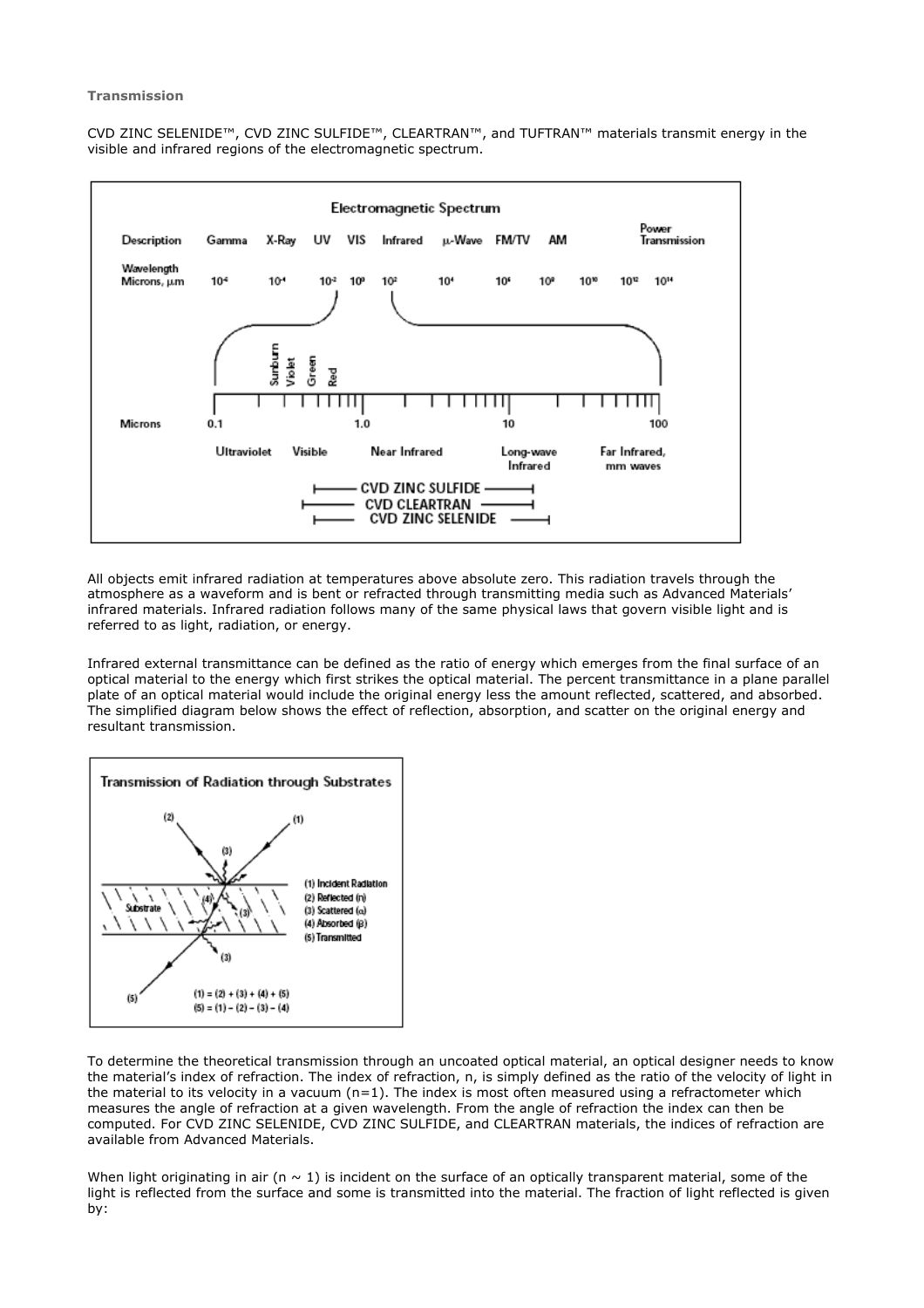**Transmission**

CVD ZINC SELENIDE™, CVD ZINC SULFIDE™, CLEARTRAN™, and TUFTRAN™ materials transmit energy in the visible and infrared regions of the electromagnetic spectrum.

All objects emit infrared radiation at temperatures above absolute zero. This radiation travels through the atmosphere as a waveform and is bent or refracted through transmitting media such as Advanced Materials' infrared materials. Infrared radiation follows many of the same physical laws that govern visible light and is referred to as light, radiation, or energy.

Infrared external transmittance can be defined as the ratio of energy which emerges from the final surface of an optical material to the energy which first strikes the optical material. The percent transmittance in a plane parallel plate of an optical material would include the original energy less the amount reflected, scattered, and absorbed. The simplified diagram below shows the effect of reflection, absorption, and scatter on the original energy and resultant transmission.

To determine the theoretical transmission through an uncoated optical material, an optical designer needs to know the material's index of refraction. The index of refraction, n, is simply defined as the ratio of the velocity of light in the material to its velocity in a vacuum (n=1). The index is most often measured using a refractometer which measures the angle of refraction at a given wavelength. From the angle of refraction the index can then be computed. For CVD ZINC SELENIDE, CVD ZINC SULFIDE, and CLEARTRAN materials, the indices of refraction are available from Advanced Materials.

When light originating in air ($n \sim 1$) is incident on the surface of an optically transparent material, some of the light is reflected from the surface and some is transmitted into the material. The fraction of light reflected is given by: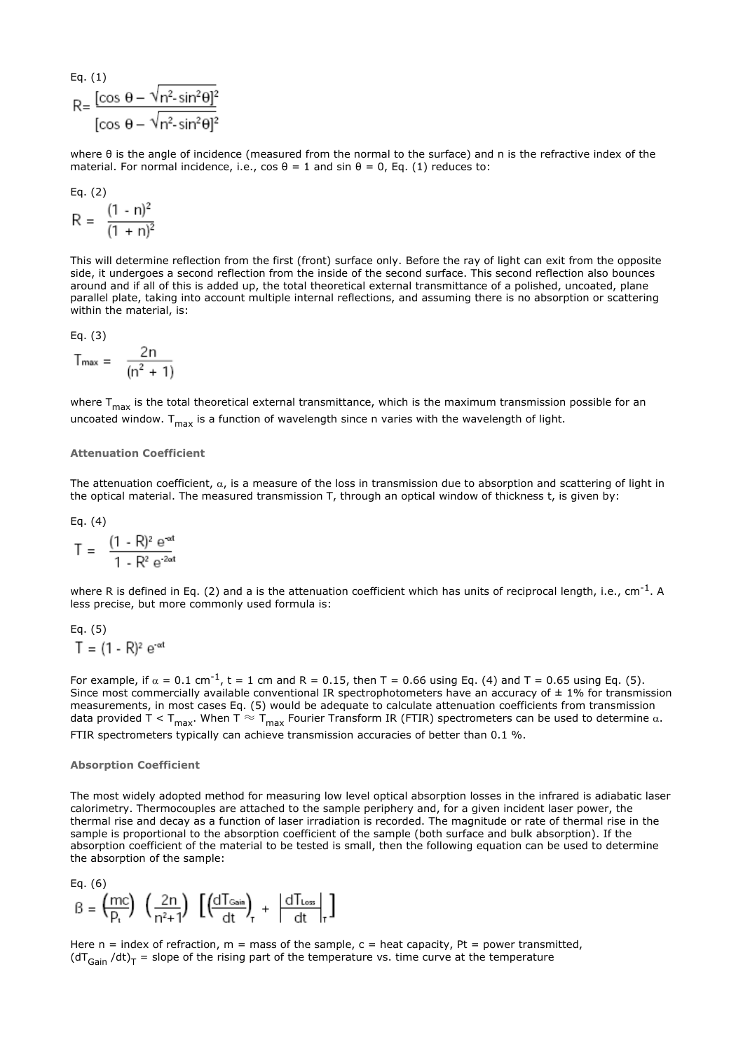Eq. (1)

$$R = \frac{[\cos\theta - \sqrt{n^2 - \sin^2\theta}]^2}{[\cos\theta - \sqrt{n^2 - \sin^2\theta}]^2}$$

where θ is the angle of incidence (measured from the normal to the surface) and n is the refractive index of the material. For normal incidence, i.e., cos θ = 1 and sin θ = 0, Eq. (1) reduces to:

Eq. (2)

$$R = \frac{(1 - n)^2}{(1 + n)^2}$$

This will determine reflection from the first (front) surface only. Before the ray of light can exit from the opposite side, it undergoes a second reflection from the inside of the second surface. This second reflection also bounces around and if all of this is added up, the total theoretical external transmittance of a polished, uncoated, plane parallel plate, taking into account multiple internal reflections, and assuming there is no absorption or scattering within the material, is:

Eq. (3)

$$T_{max} = \frac{2n}{(n^2 + 1)}$$

where $T_{max}$ is the total theoretical external transmittance, which is the maximum transmission possible for an uncoated window. $T_{max}$ is a function of wavelength since n varies with the wavelength of light.

**Attenuation Coefficient**

The attenuation coefficient, α, is a measure of the loss in transmission due to absorption and scattering of light in the optical material. The measured transmission T, through an optical window of thickness t, is given by:

Eq. (4)

$$T = \frac{(1 - R)^2 e^{-\alpha t}}{1 - R^2 e^{-2\alpha t}}$$

where R is defined in Eq. (2) and a is the attenuation coefficient which has units of reciprocal length, i.e., $cm^{-1}$. A less precise, but more commonly used formula is:

Eq. (5)

$$T = (1 - R)^2 e^{-\alpha t}$$

For example, if $\alpha = 0.1\ cm^{-1}$, t = 1 cm and R = 0.15, then T = 0.66 using Eq. (4) and T = 0.65 using Eq. (5). Since most commercially available conventional IR spectrophotometers have an accuracy of ± 1% for transmission measurements, in most cases Eq. (5) would be adequate to calculate attenuation coefficients from transmission data provided $T < T_{max}$. When $T \approx T_{max}$ Fourier Transform IR (FTIR) spectrometers can be used to determine α. FTIR spectrometers typically can achieve transmission accuracies of better than 0.1 %.

**Absorption Coefficient**

The most widely adopted method for measuring low level optical absorption losses in the infrared is adiabatic laser calorimetry. Thermocouples are attached to the sample periphery and, for a given incident laser power, the thermal rise and decay as a function of laser irradiation is recorded. The magnitude or rate of thermal rise in the sample is proportional to the absorption coefficient of the sample (both surface and bulk absorption). If the absorption coefficient of the material to be tested is small, then the following equation can be used to determine the absorption of the sample:

Eq. (6)

$$\beta = \left(\frac{mc}{P_t}\right)\left(\frac{2n}{n^2+1}\right)\left[\left(\frac{dT_{Gain}}{dt}\right)_T + \left|\frac{dT_{Loss}}{dt}\right|_T\right]$$

Here n = index of refraction, m = mass of the sample, c = heat capacity, Pt = power transmitted, $(dT_{Gain}/dt)_T$ = slope of the rising part of the temperature vs. time curve at the temperature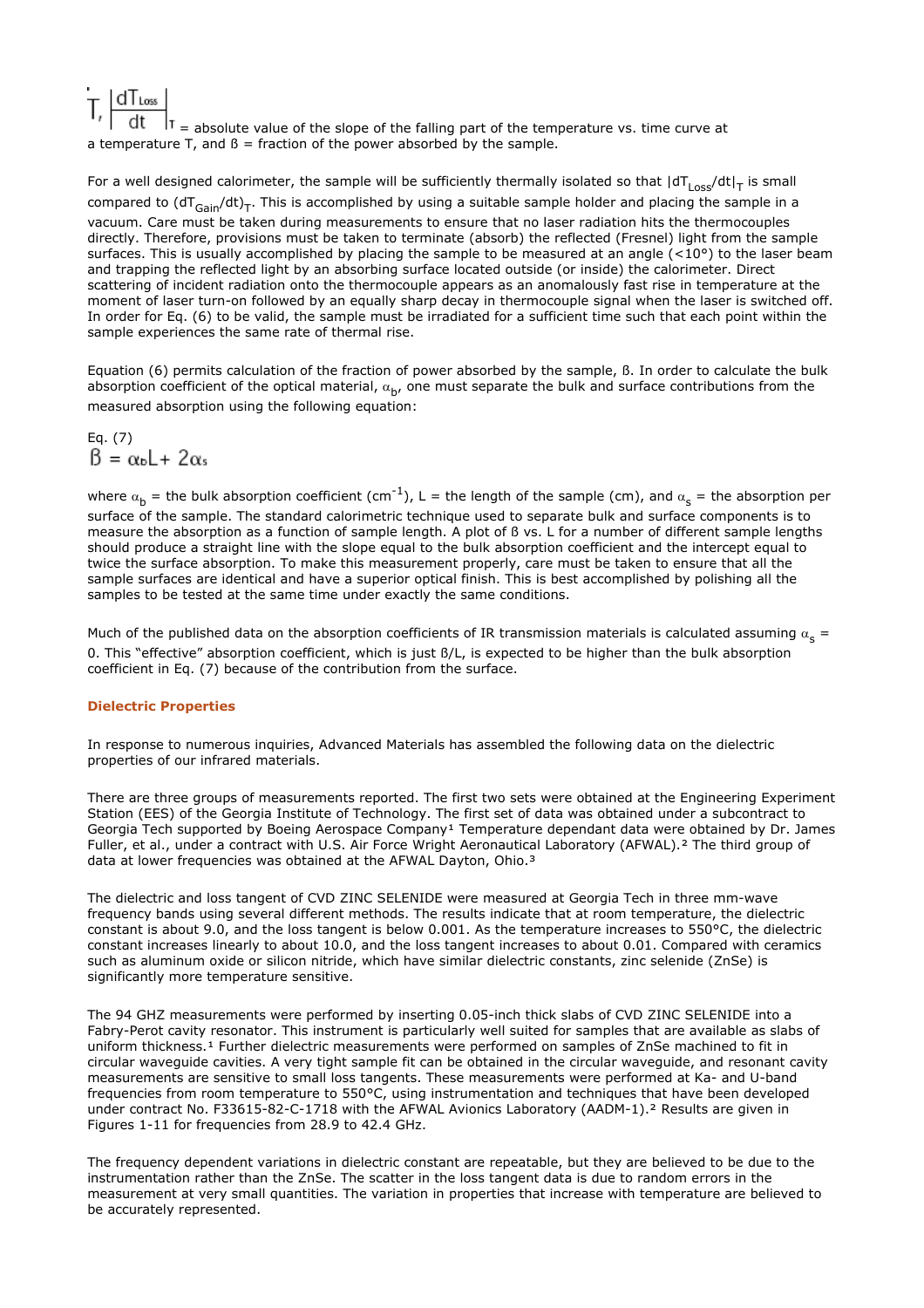$T, \left|\frac{dT_{Loss}}{dt}\right|_T$ = absolute value of the slope of the falling part of the temperature vs. time curve at a temperature T, and ß = fraction of the power absorbed by the sample.

For a well designed calorimeter, the sample will be sufficiently thermally isolated so that $|dT_{Loss}/dt|_T$ is small compared to $(dT_{Gain}/dt)_T$. This is accomplished by using a suitable sample holder and placing the sample in a vacuum. Care must be taken during measurements to ensure that no laser radiation hits the thermocouples directly. Therefore, provisions must be taken to terminate (absorb) the reflected (Fresnel) light from the sample surfaces. This is usually accomplished by placing the sample to be measured at an angle (<10°) to the laser beam and trapping the reflected light by an absorbing surface located outside (or inside) the calorimeter. Direct scattering of incident radiation onto the thermocouple appears as an anomalously fast rise in temperature at the moment of laser turn-on followed by an equally sharp decay in thermocouple signal when the laser is switched off. In order for Eq. (6) to be valid, the sample must be irradiated for a sufficient time such that each point within the sample experiences the same rate of thermal rise.

Equation (6) permits calculation of the fraction of power absorbed by the sample, ß. In order to calculate the bulk absorption coefficient of the optical material, $\alpha_b$, one must separate the bulk and surface contributions from the measured absorption using the following equation:

Eq. (7)

$$\beta = \alpha_b L + 2\alpha_s$$

where $\alpha_b$ = the bulk absorption coefficient ($cm^{-1}$), L = the length of the sample (cm), and $\alpha_s$ = the absorption per surface of the sample. The standard calorimetric technique used to separate bulk and surface components is to measure the absorption as a function of sample length. A plot of ß vs. L for a number of different sample lengths should produce a straight line with the slope equal to the bulk absorption coefficient and the intercept equal to twice the surface absorption. To make this measurement properly, care must be taken to ensure that all the sample surfaces are identical and have a superior optical finish. This is best accomplished by polishing all the samples to be tested at the same time under exactly the same conditions.

Much of the published data on the absorption coefficients of IR transmission materials is calculated assuming $\alpha_s$ = 0. This "effective" absorption coefficient, which is just ß/L, is expected to be higher than the bulk absorption coefficient in Eq. (7) because of the contribution from the surface.

## Dielectric Properties

In response to numerous inquiries, Advanced Materials has assembled the following data on the dielectric properties of our infrared materials.

There are three groups of measurements reported. The first two sets were obtained at the Engineering Experiment Station (EES) of the Georgia Institute of Technology. The first set of data was obtained under a subcontract to Georgia Tech supported by Boeing Aerospace Company[1] Temperature dependant data were obtained by Dr. James Fuller, et al., under a contract with U.S. Air Force Wright Aeronautical Laboratory (AFWAL).[2] The third group of data at lower frequencies was obtained at the AFWAL Dayton, Ohio.[3]

The dielectric and loss tangent of CVD ZINC SELENIDE were measured at Georgia Tech in three mm-wave frequency bands using several different methods. The results indicate that at room temperature, the dielectric constant is about 9.0, and the loss tangent is below 0.001. As the temperature increases to 550°C, the dielectric constant increases linearly to about 10.0, and the loss tangent increases to about 0.01. Compared with ceramics such as aluminum oxide or silicon nitride, which have similar dielectric constants, zinc selenide (ZnSe) is significantly more temperature sensitive.

The 94 GHZ measurements were performed by inserting 0.05-inch thick slabs of CVD ZINC SELENIDE into a Fabry-Perot cavity resonator. This instrument is particularly well suited for samples that are available as slabs of uniform thickness.[1] Further dielectric measurements were performed on samples of ZnSe machined to fit in circular waveguide cavities. A very tight sample fit can be obtained in the circular waveguide, and resonant cavity measurements are sensitive to small loss tangents. These measurements were performed at Ka- and U-band frequencies from room temperature to 550°C, using instrumentation and techniques that have been developed under contract No. F33615-82-C-1718 with the AFWAL Avionics Laboratory (AADM-1).[2] Results are given in Figures 1-11 for frequencies from 28.9 to 42.4 GHz.

The frequency dependent variations in dielectric constant are repeatable, but they are believed to be due to the instrumentation rather than the ZnSe. The scatter in the loss tangent data is due to random errors in the measurement at very small quantities. The variation in properties that increase with temperature are believed to be accurately represented.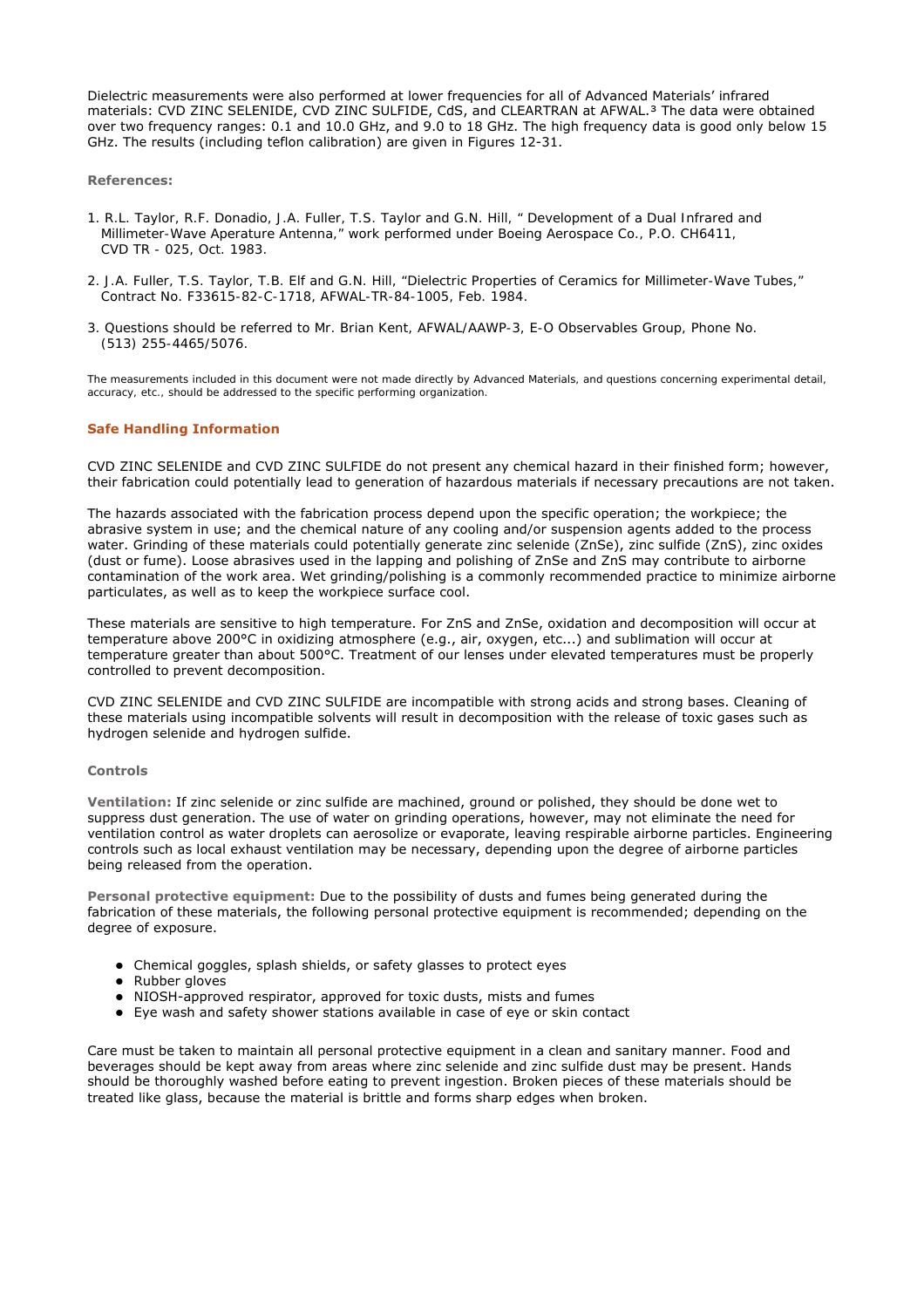Dielectric measurements were also performed at lower frequencies for all of Advanced Materials' infrared materials: CVD ZINC SELENIDE, CVD ZINC SULFIDE, CdS, and CLEARTRAN at AFWAL.[3] The data were obtained over two frequency ranges: 0.1 and 10.0 GHz, and 9.0 to 18 GHz. The high frequency data is good only below 15 GHz. The results (including teflon calibration) are given in Figures 12-31.

**References:**

1. R.L. Taylor, R.F. Donadio, J.A. Fuller, T.S. Taylor and G.N. Hill, " Development of a Dual Infrared and Millimeter-Wave Aperature Antenna," work performed under Boeing Aerospace Co., P.O. CH6411, CVD TR - 025, Oct. 1983.
2. J.A. Fuller, T.S. Taylor, T.B. Elf and G.N. Hill, "Dielectric Properties of Ceramics for Millimeter-Wave Tubes," Contract No. F33615-82-C-1718, AFWAL-TR-84-1005, Feb. 1984.
3. Questions should be referred to Mr. Brian Kent, AFWAL/AAWP-3, E-O Observables Group, Phone No. (513) 255-4465/5076.

The measurements included in this document were not made directly by Advanced Materials, and questions concerning experimental detail, accuracy, etc., should be addressed to the specific performing organization.

## Safe Handling Information

CVD ZINC SELENIDE and CVD ZINC SULFIDE do not present any chemical hazard in their finished form; however, their fabrication could potentially lead to generation of hazardous materials if necessary precautions are not taken.

The hazards associated with the fabrication process depend upon the specific operation; the workpiece; the abrasive system in use; and the chemical nature of any cooling and/or suspension agents added to the process water. Grinding of these materials could potentially generate zinc selenide (ZnSe), zinc sulfide (ZnS), zinc oxides (dust or fume). Loose abrasives used in the lapping and polishing of ZnSe and ZnS may contribute to airborne contamination of the work area. Wet grinding/polishing is a commonly recommended practice to minimize airborne particulates, as well as to keep the workpiece surface cool.

These materials are sensitive to high temperature. For ZnS and ZnSe, oxidation and decomposition will occur at temperature above 200°C in oxidizing atmosphere (e.g., air, oxygen, etc...) and sublimation will occur at temperature greater than about 500°C. Treatment of our lenses under elevated temperatures must be properly controlled to prevent decomposition.

CVD ZINC SELENIDE and CVD ZINC SULFIDE are incompatible with strong acids and strong bases. Cleaning of these materials using incompatible solvents will result in decomposition with the release of toxic gases such as hydrogen selenide and hydrogen sulfide.

### Controls

**Ventilation:** If zinc selenide or zinc sulfide are machined, ground or polished, they should be done wet to suppress dust generation. The use of water on grinding operations, however, may not eliminate the need for ventilation control as water droplets can aerosolize or evaporate, leaving respirable airborne particles. Engineering controls such as local exhaust ventilation may be necessary, depending upon the degree of airborne particles being released from the operation.

**Personal protective equipment:** Due to the possibility of dusts and fumes being generated during the fabrication of these materials, the following personal protective equipment is recommended; depending on the degree of exposure.

- Chemical goggles, splash shields, or safety glasses to protect eyes
- Rubber gloves
- NIOSH-approved respirator, approved for toxic dusts, mists and fumes
- Eye wash and safety shower stations available in case of eye or skin contact

Care must be taken to maintain all personal protective equipment in a clean and sanitary manner. Food and beverages should be kept away from areas where zinc selenide and zinc sulfide dust may be present. Hands should be thoroughly washed before eating to prevent ingestion. Broken pieces of these materials should be treated like glass, because the material is brittle and forms sharp edges when broken.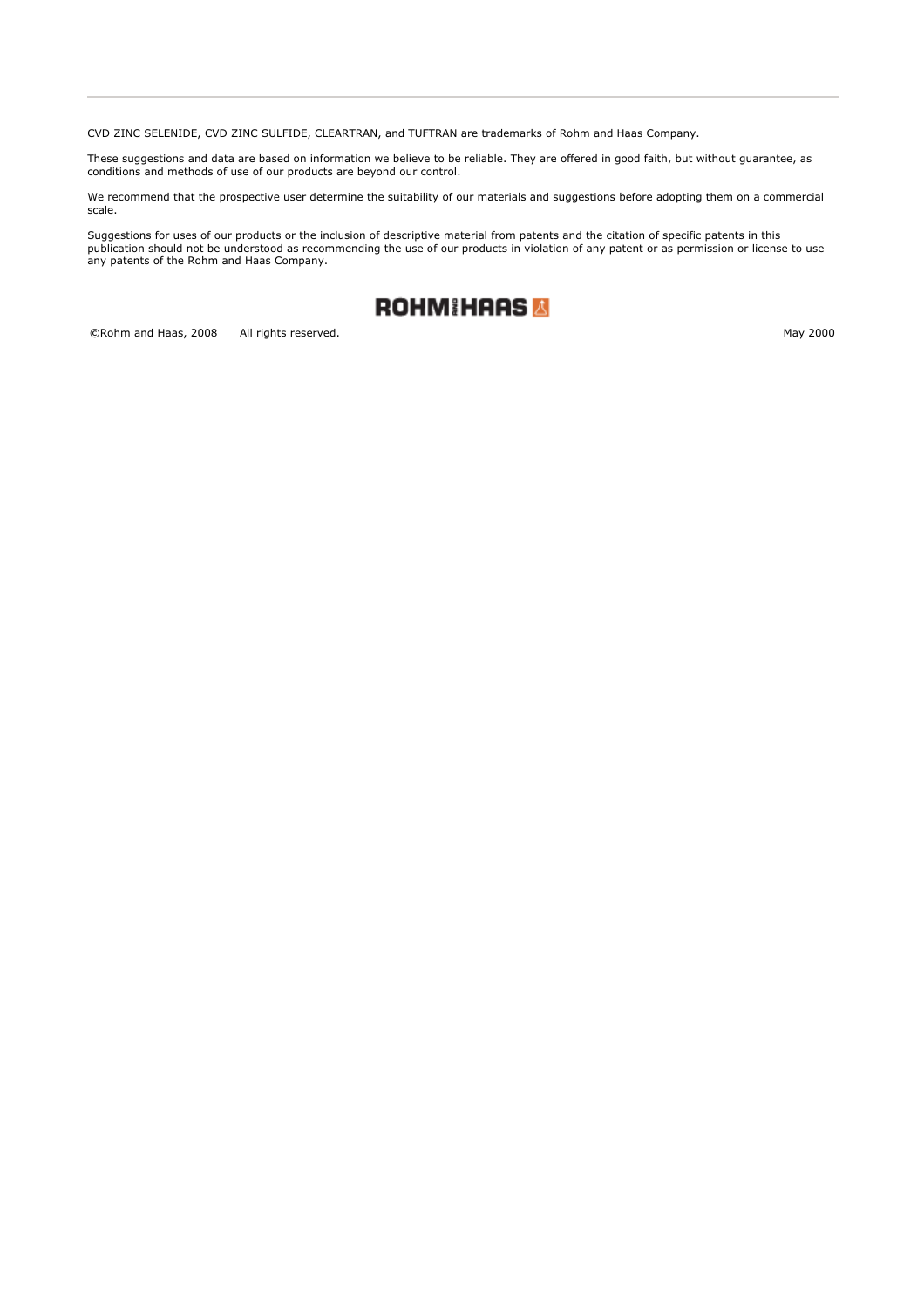CVD ZINC SELENIDE, CVD ZINC SULFIDE, CLEARTRAN, and TUFTRAN are trademarks of Rohm and Haas Company.

These suggestions and data are based on information we believe to be reliable. They are offered in good faith, but without guarantee, as conditions and methods of use of our products are beyond our control.

We recommend that the prospective user determine the suitability of our materials and suggestions before adopting them on a commercial scale.

Suggestions for uses of our products or the inclusion of descriptive material from patents and the citation of specific patents in this publication should not be understood as recommending the use of our products in violation of any patent or as permission or license to use any patents of the Rohm and Haas Company.

ROHM AND HAAS

©Rohm and Haas, 2008 All rights reserved. May 2000